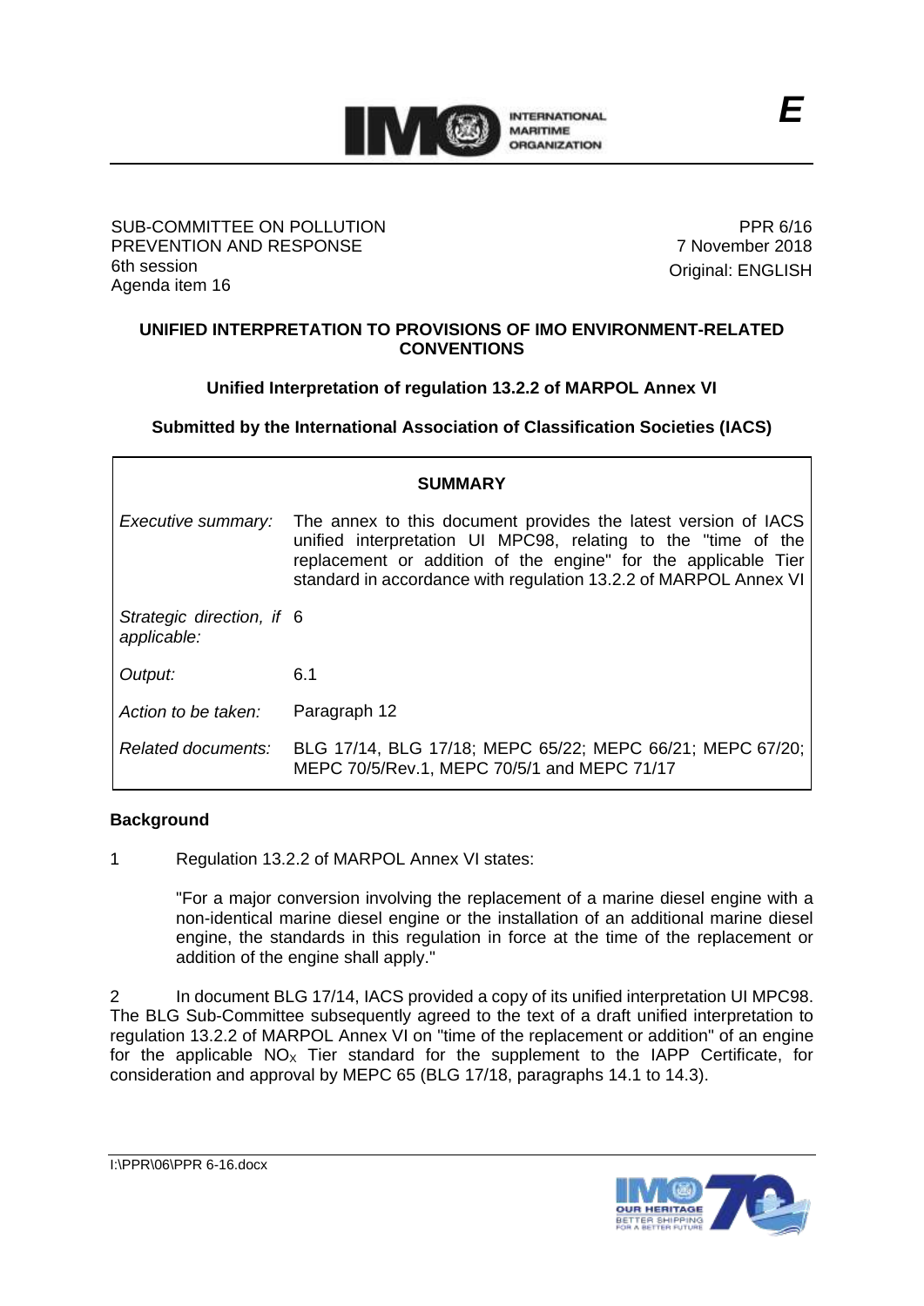E

SUB-COMMITTEE ON POLLUTION PREVENTION AND RESPONSE
6th session
Agenda item 16

PPR 6/16
7 November 2018
Original: ENGLISH

**UNIFIED INTERPRETATION TO PROVISIONS OF IMO ENVIRONMENT-RELATED CONVENTIONS**

**Unified Interpretation of regulation 13.2.2 of MARPOL Annex VI**

**Submitted by the International Association of Classification Societies (IACS)**

| SUMMARY | |
|---|---|
| *Executive summary:* | The annex to this document provides the latest version of IACS unified interpretation UI MPC98, relating to the "time of the replacement or addition of the engine" for the applicable Tier standard in accordance with regulation 13.2.2 of MARPOL Annex VI |
| *Strategic direction, if applicable:* | 6 |
| *Output:* | 6.1 |
| *Action to be taken:* | Paragraph 12 |
| *Related documents:* | BLG 17/14, BLG 17/18; MEPC 65/22; MEPC 66/21; MEPC 67/20; MEPC 70/5/Rev.1, MEPC 70/5/1 and MEPC 71/17 |

## Background

1 Regulation 13.2.2 of MARPOL Annex VI states:

> "For a major conversion involving the replacement of a marine diesel engine with a non-identical marine diesel engine or the installation of an additional marine diesel engine, the standards in this regulation in force at the time of the replacement or addition of the engine shall apply."

2 In document BLG 17/14, IACS provided a copy of its unified interpretation UI MPC98. The BLG Sub-Committee subsequently agreed to the text of a draft unified interpretation to regulation 13.2.2 of MARPOL Annex VI on "time of the replacement or addition" of an engine for the applicable $NO_X$ Tier standard for the supplement to the IAPP Certificate, for consideration and approval by MEPC 65 (BLG 17/18, paragraphs 14.1 to 14.3).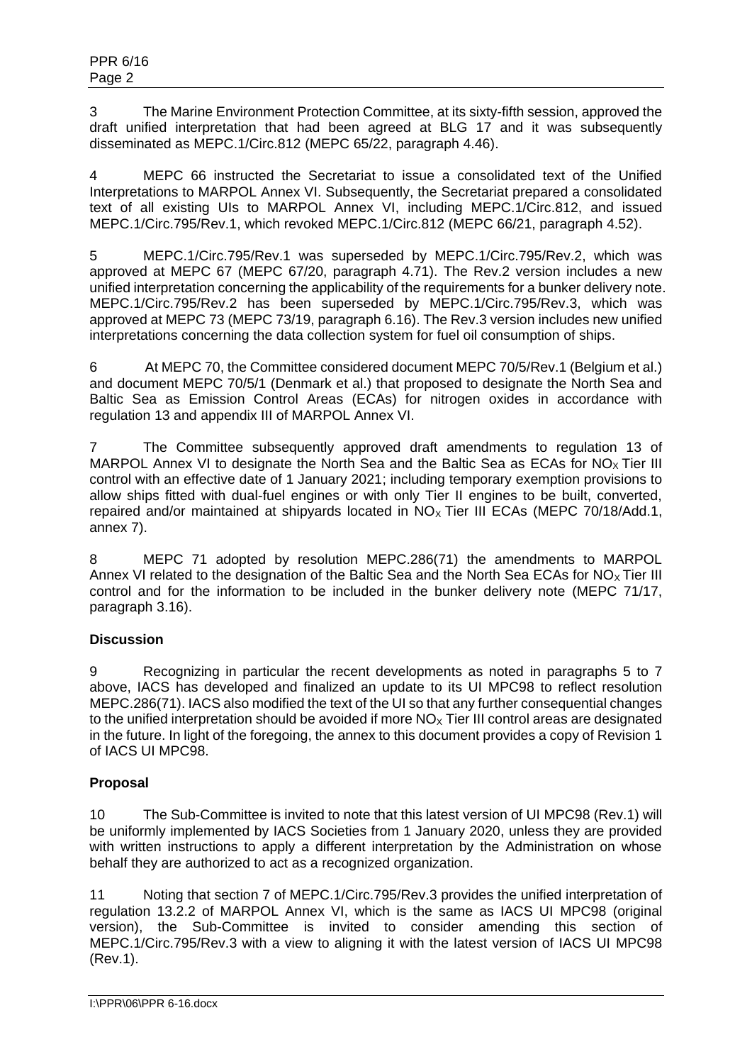3 The Marine Environment Protection Committee, at its sixty-fifth session, approved the draft unified interpretation that had been agreed at BLG 17 and it was subsequently disseminated as MEPC.1/Circ.812 (MEPC 65/22, paragraph 4.46).

4 MEPC 66 instructed the Secretariat to issue a consolidated text of the Unified Interpretations to MARPOL Annex VI. Subsequently, the Secretariat prepared a consolidated text of all existing UIs to MARPOL Annex VI, including MEPC.1/Circ.812, and issued MEPC.1/Circ.795/Rev.1, which revoked MEPC.1/Circ.812 (MEPC 66/21, paragraph 4.52).

5 MEPC.1/Circ.795/Rev.1 was superseded by MEPC.1/Circ.795/Rev.2, which was approved at MEPC 67 (MEPC 67/20, paragraph 4.71). The Rev.2 version includes a new unified interpretation concerning the applicability of the requirements for a bunker delivery note. MEPC.1/Circ.795/Rev.2 has been superseded by MEPC.1/Circ.795/Rev.3, which was approved at MEPC 73 (MEPC 73/19, paragraph 6.16). The Rev.3 version includes new unified interpretations concerning the data collection system for fuel oil consumption of ships.

6 At MEPC 70, the Committee considered document MEPC 70/5/Rev.1 (Belgium et al.) and document MEPC 70/5/1 (Denmark et al.) that proposed to designate the North Sea and Baltic Sea as Emission Control Areas (ECAs) for nitrogen oxides in accordance with regulation 13 and appendix III of MARPOL Annex VI.

7 The Committee subsequently approved draft amendments to regulation 13 of MARPOL Annex VI to designate the North Sea and the Baltic Sea as ECAs for $NO_X$ Tier III control with an effective date of 1 January 2021; including temporary exemption provisions to allow ships fitted with dual-fuel engines or with only Tier II engines to be built, converted, repaired and/or maintained at shipyards located in $NO_X$ Tier III ECAs (MEPC 70/18/Add.1, annex 7).

8 MEPC 71 adopted by resolution MEPC.286(71) the amendments to MARPOL Annex VI related to the designation of the Baltic Sea and the North Sea ECAs for $NO_X$ Tier III control and for the information to be included in the bunker delivery note (MEPC 71/17, paragraph 3.16).

**Discussion**

9 Recognizing in particular the recent developments as noted in paragraphs 5 to 7 above, IACS has developed and finalized an update to its UI MPC98 to reflect resolution MEPC.286(71). IACS also modified the text of the UI so that any further consequential changes to the unified interpretation should be avoided if more $NO_X$ Tier III control areas are designated in the future. In light of the foregoing, the annex to this document provides a copy of Revision 1 of IACS UI MPC98.

**Proposal**

10 The Sub-Committee is invited to note that this latest version of UI MPC98 (Rev.1) will be uniformly implemented by IACS Societies from 1 January 2020, unless they are provided with written instructions to apply a different interpretation by the Administration on whose behalf they are authorized to act as a recognized organization.

11 Noting that section 7 of MEPC.1/Circ.795/Rev.3 provides the unified interpretation of regulation 13.2.2 of MARPOL Annex VI, which is the same as IACS UI MPC98 (original version), the Sub-Committee is invited to consider amending this section of MEPC.1/Circ.795/Rev.3 with a view to aligning it with the latest version of IACS UI MPC98 (Rev.1).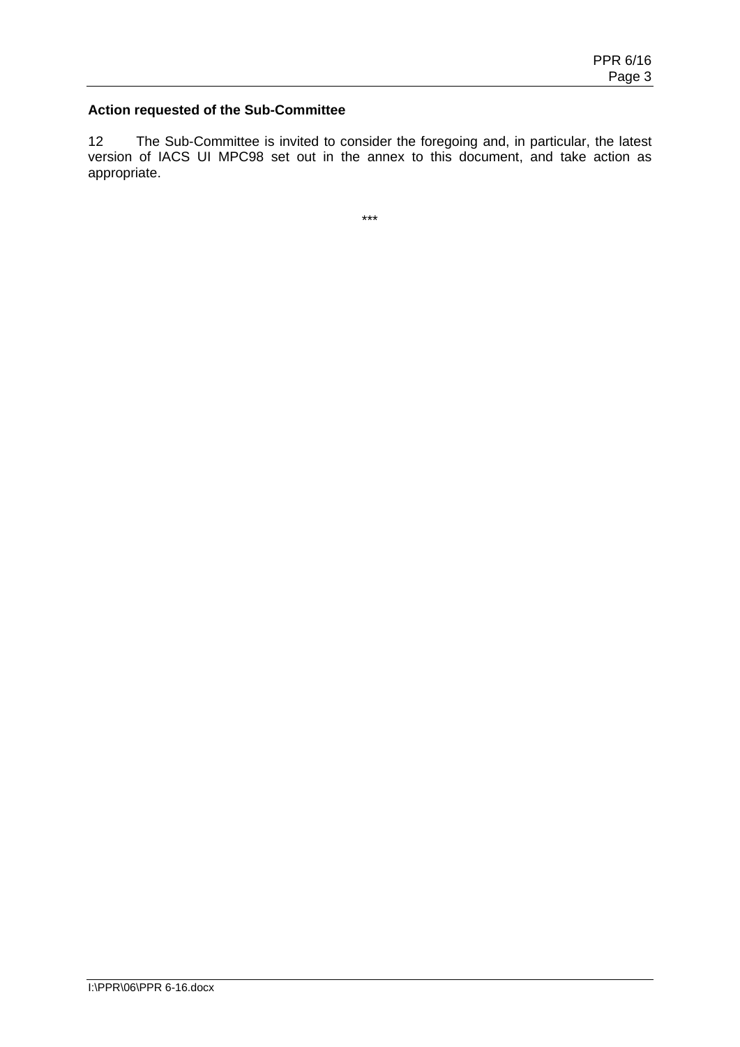**Action requested of the Sub-Committee**

12 The Sub-Committee is invited to consider the foregoing and, in particular, the latest version of IACS UI MPC98 set out in the annex to this document, and take action as appropriate.

***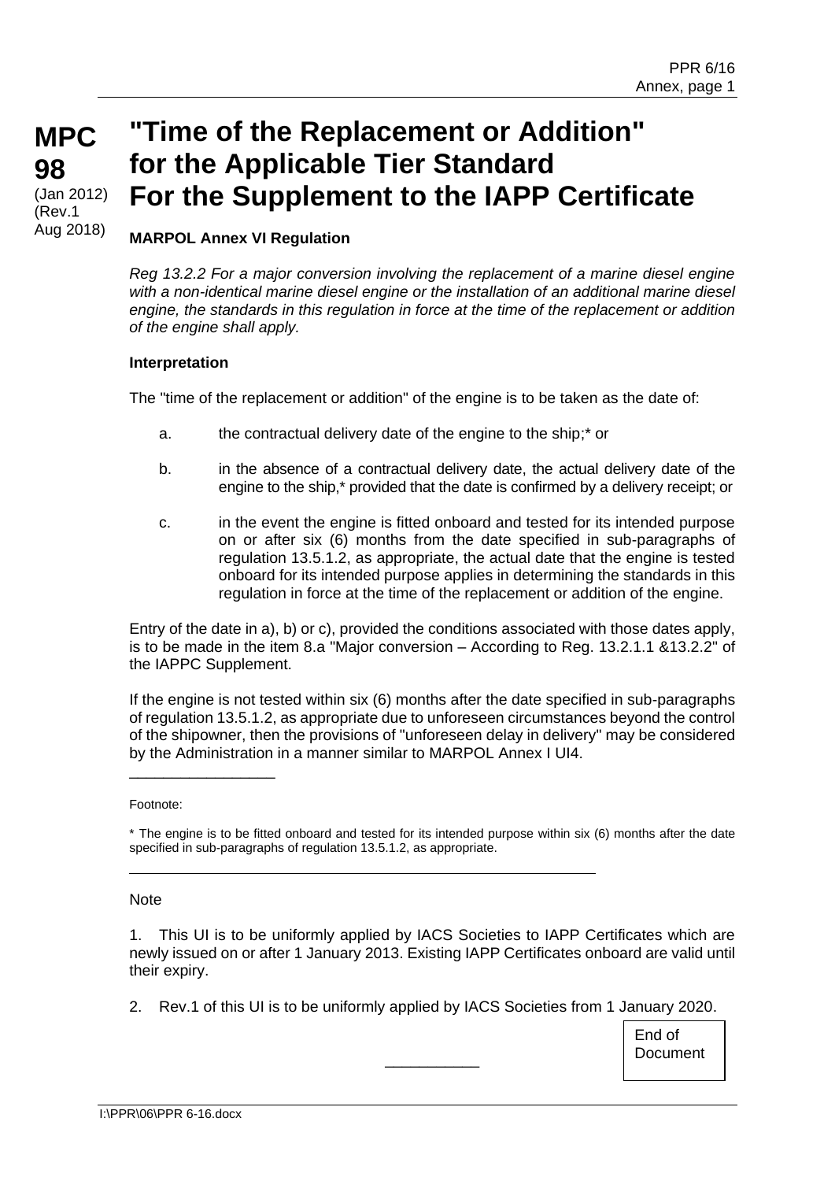**MPC 98**
(Jan 2012)
(Rev.1 Aug 2018)

# "Time of the Replacement or Addition" for the Applicable Tier Standard For the Supplement to the IAPP Certificate

**MARPOL Annex VI Regulation**

*Reg 13.2.2 For a major conversion involving the replacement of a marine diesel engine with a non-identical marine diesel engine or the installation of an additional marine diesel engine, the standards in this regulation in force at the time of the replacement or addition of the engine shall apply.*

**Interpretation**

The "time of the replacement or addition" of the engine is to be taken as the date of:

a. the contractual delivery date of the engine to the ship;* or

b. in the absence of a contractual delivery date, the actual delivery date of the engine to the ship,* provided that the date is confirmed by a delivery receipt; or

c. in the event the engine is fitted onboard and tested for its intended purpose on or after six (6) months from the date specified in sub-paragraphs of regulation 13.5.1.2, as appropriate, the actual date that the engine is tested onboard for its intended purpose applies in determining the standards in this regulation in force at the time of the replacement or addition of the engine.

Entry of the date in a), b) or c), provided the conditions associated with those dates apply, is to be made in the item 8.a "Major conversion – According to Reg. 13.2.1.1 &13.2.2" of the IAPPC Supplement.

If the engine is not tested within six (6) months after the date specified in sub-paragraphs of regulation 13.5.1.2, as appropriate due to unforeseen circumstances beyond the control of the shipowner, then the provisions of "unforeseen delay in delivery" may be considered by the Administration in a manner similar to MARPOL Annex I UI4.

Footnote:

* The engine is to be fitted onboard and tested for its intended purpose within six (6) months after the date specified in sub-paragraphs of regulation 13.5.1.2, as appropriate.

Note

1. This UI is to be uniformly applied by IACS Societies to IAPP Certificates which are newly issued on or after 1 January 2013. Existing IAPP Certificates onboard are valid until their expiry.

2. Rev.1 of this UI is to be uniformly applied by IACS Societies from 1 January 2020.

End of Document